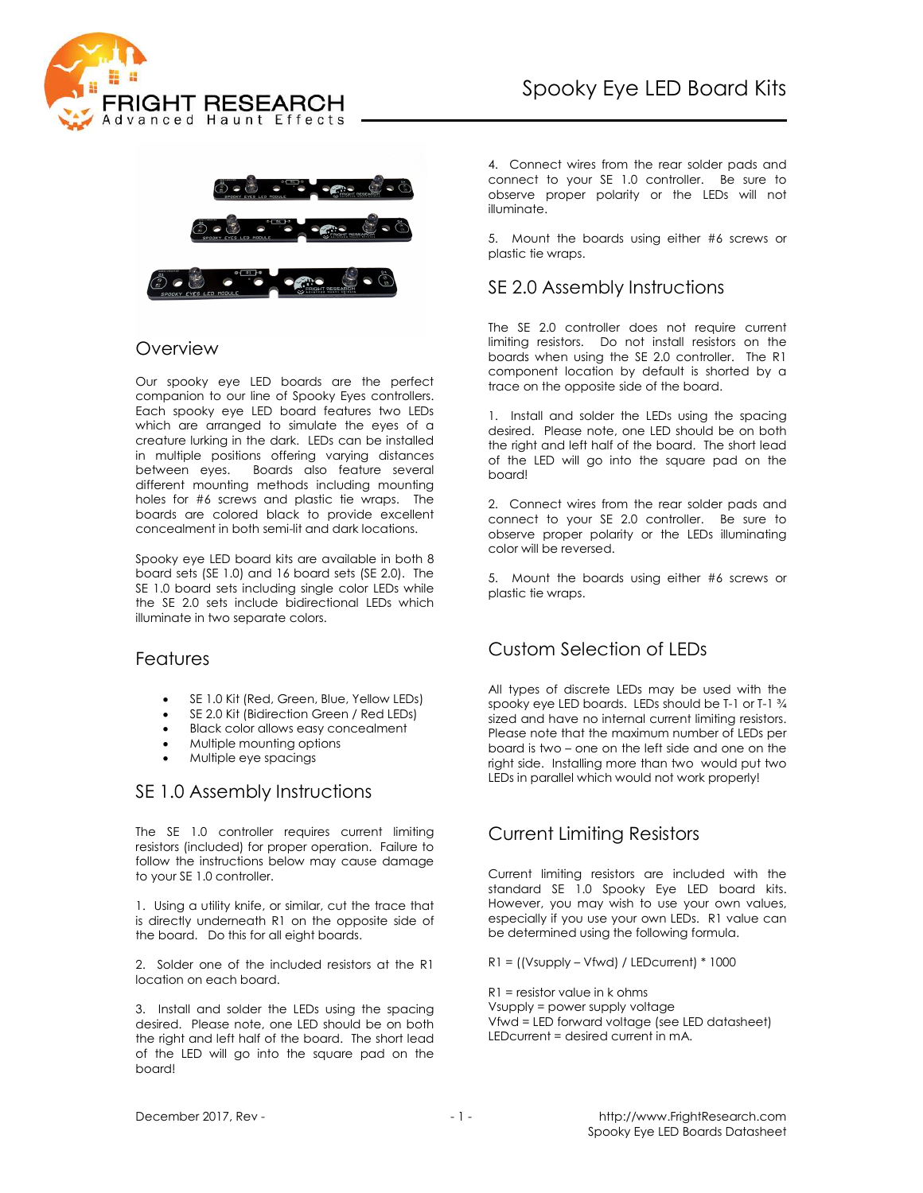# Spooky Eye LED Board Kits

## Overview

Our spooky eye LED boards are the perfect companion to our line of Spooky Eyes controllers. Each spooky eye LED board features two LEDs which are arranged to simulate the eyes of a creature lurking in the dark. LEDs can be installed in multiple positions offering varying distances between eyes. Boards also feature several different mounting methods including mounting holes for #6 screws and plastic tie wraps. The boards are colored black to provide excellent concealment in both semi-lit and dark locations.

Spooky eye LED board kits are available in both 8 board sets (SE 1.0) and 16 board sets (SE 2.0). The SE 1.0 board sets including single color LEDs while the SE 2.0 sets include bidirectional LEDs which illuminate in two separate colors.

## Features

- SE 1.0 Kit (Red, Green, Blue, Yellow LEDs)
- SE 2.0 Kit (Bidirection Green / Red LEDs)
- Black color allows easy concealment
- Multiple mounting options
- Multiple eye spacings

## SE 1.0 Assembly Instructions

The SE 1.0 controller requires current limiting resistors (included) for proper operation. Failure to follow the instructions below may cause damage to your SE 1.0 controller.

1. Using a utility knife, or similar, cut the trace that is directly underneath R1 on the opposite side of the board. Do this for all eight boards.

2. Solder one of the included resistors at the R1 location on each board.

3. Install and solder the LEDs using the spacing desired. Please note, one LED should be on both the right and left half of the board. The short lead of the LED will go into the square pad on the board!

4. Connect wires from the rear solder pads and connect to your SE 1.0 controller. Be sure to observe proper polarity or the LEDs will not illuminate.

5. Mount the boards using either #6 screws or plastic tie wraps.

## SE 2.0 Assembly Instructions

The SE 2.0 controller does not require current limiting resistors. Do not install resistors on the boards when using the SE 2.0 controller. The R1 component location by default is shorted by a trace on the opposite side of the board.

1. Install and solder the LEDs using the spacing desired. Please note, one LED should be on both the right and left half of the board. The short lead of the LED will go into the square pad on the board!

2. Connect wires from the rear solder pads and connect to your SE 2.0 controller. Be sure to observe proper polarity or the LEDs illuminating color will be reversed.

5. Mount the boards using either #6 screws or plastic tie wraps.

## Custom Selection of LEDs

All types of discrete LEDs may be used with the spooky eye LED boards. LEDs should be T-1 or T-1 ¾ sized and have no internal current limiting resistors. Please note that the maximum number of LEDs per board is two – one on the left side and one on the right side. Installing more than two would put two LEDs in parallel which would not work properly!

## Current Limiting Resistors

Current limiting resistors are included with the standard SE 1.0 Spooky Eye LED board kits. However, you may wish to use your own values, especially if you use your own LEDs. R1 value can be determined using the following formula.

R1 = ((Vsupply – Vfwd) / LEDcurrent) * 1000

R1 = resistor value in k ohms
Vsupply = power supply voltage
Vfwd = LED forward voltage (see LED datasheet)
LEDcurrent = desired current in mA.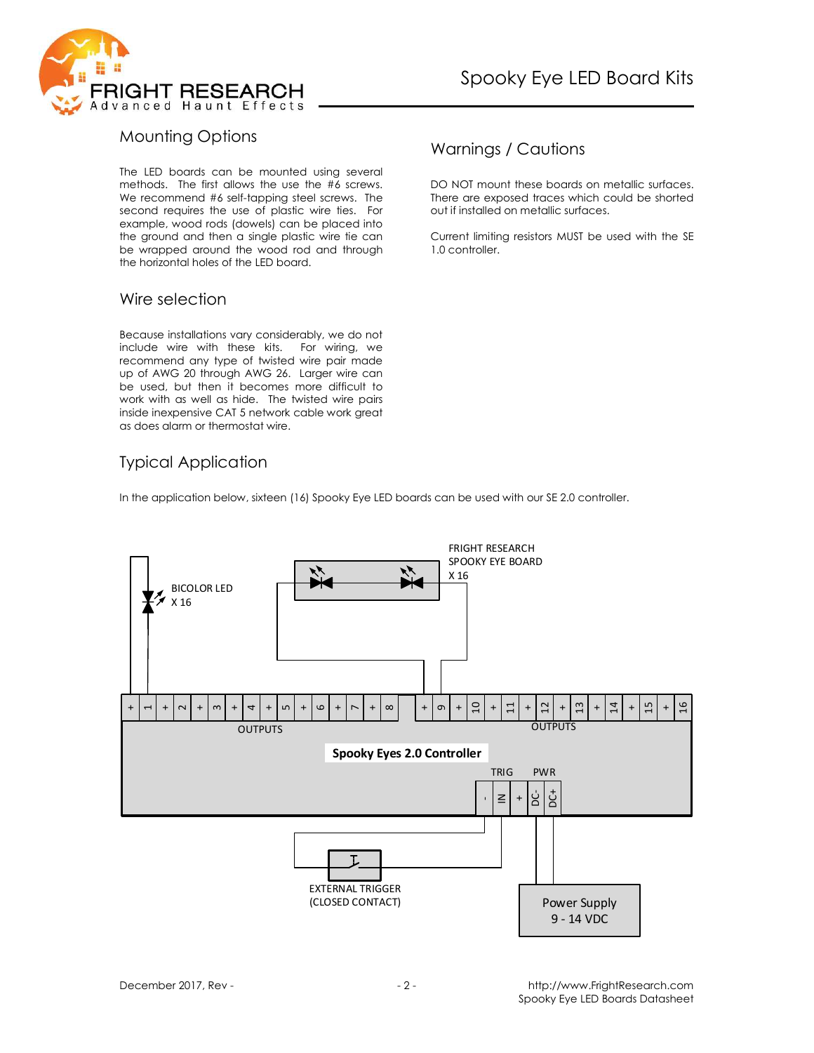## Mounting Options

The LED boards can be mounted using several methods. The first allows the use the #6 screws. We recommend #6 self-tapping steel screws. The second requires the use of plastic wire ties. For example, wood rods (dowels) can be placed into the ground and then a single plastic wire tie can be wrapped around the wood rod and through the horizontal holes of the LED board.

## Wire selection

Because installations vary considerably, we do not include wire with these kits. For wiring, we recommend any type of twisted wire pair made up of AWG 20 through AWG 26. Larger wire can be used, but then it becomes more difficult to work with as well as hide. The twisted wire pairs inside inexpensive CAT 5 network cable work great as does alarm or thermostat wire.

## Warnings / Cautions

DO NOT mount these boards on metallic surfaces. There are exposed traces which could be shorted out if installed on metallic surfaces.

Current limiting resistors MUST be used with the SE 1.0 controller.

## Typical Application

In the application below, sixteen (16) Spooky Eye LED boards can be used with our SE 2.0 controller.

BICOLOR LED
X 16

FRIGHT RESEARCH
SPOOKY EYE BOARD
X 16

+ 1 + 2 + 3 + 4 + 5 + 6 + 7 + 8
OUTPUTS

+ 9 + 10 + 11 + 12 + 13 + 14 + 15 + 16
OUTPUTS

**Spooky Eyes 2.0 Controller**

TRIG
- IN +

PWR
DC- DC+

EXTERNAL TRIGGER
(CLOSED CONTACT)

Power Supply
9 - 14 VDC

December 2017, Rev -

http://www.FrightResearch.com
Spooky Eye LED Boards Datasheet